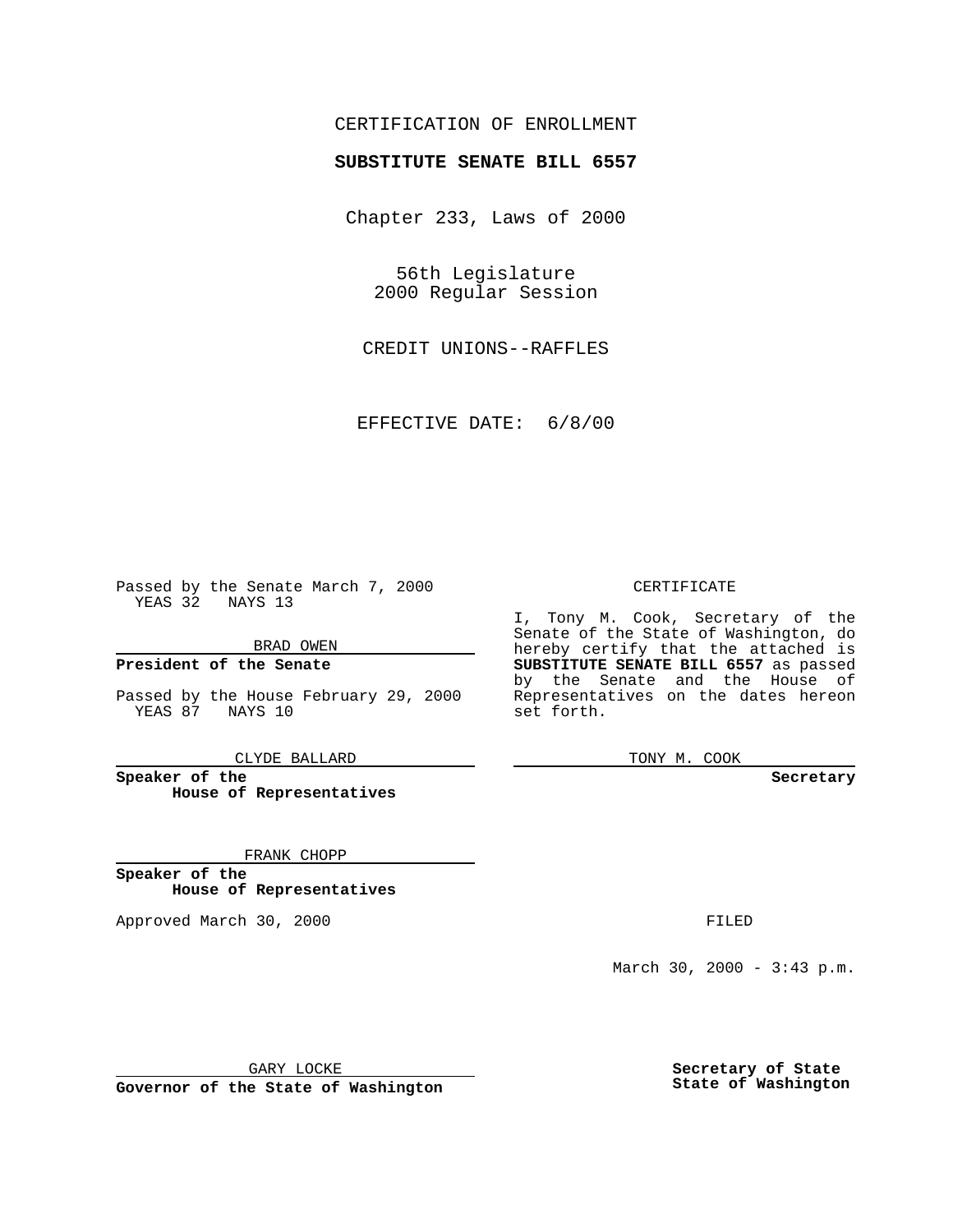CERTIFICATION OF ENROLLMENT

**SUBSTITUTE SENATE BILL 6557**

Chapter 233, Laws of 2000

56th Legislature
2000 Regular Session

CREDIT UNIONS--RAFFLES

EFFECTIVE DATE: 6/8/00

Passed by the Senate March 7, 2000
YEAS 32 NAYS 13

BRAD OWEN

**President of the Senate**

Passed by the House February 29, 2000
YEAS 87 NAYS 10

CLYDE BALLARD

**Speaker of the House of Representatives**

FRANK CHOPP

**Speaker of the House of Representatives**

Approved March 30, 2000

GARY LOCKE

**Governor of the State of Washington**

CERTIFICATE

I, Tony M. Cook, Secretary of the Senate of the State of Washington, do hereby certify that the attached is **SUBSTITUTE SENATE BILL 6557** as passed by the Senate and the House of Representatives on the dates hereon set forth.

TONY M. COOK

**Secretary**

FILED

March 30, 2000 - 3:43 p.m.

**Secretary of State**
**State of Washington**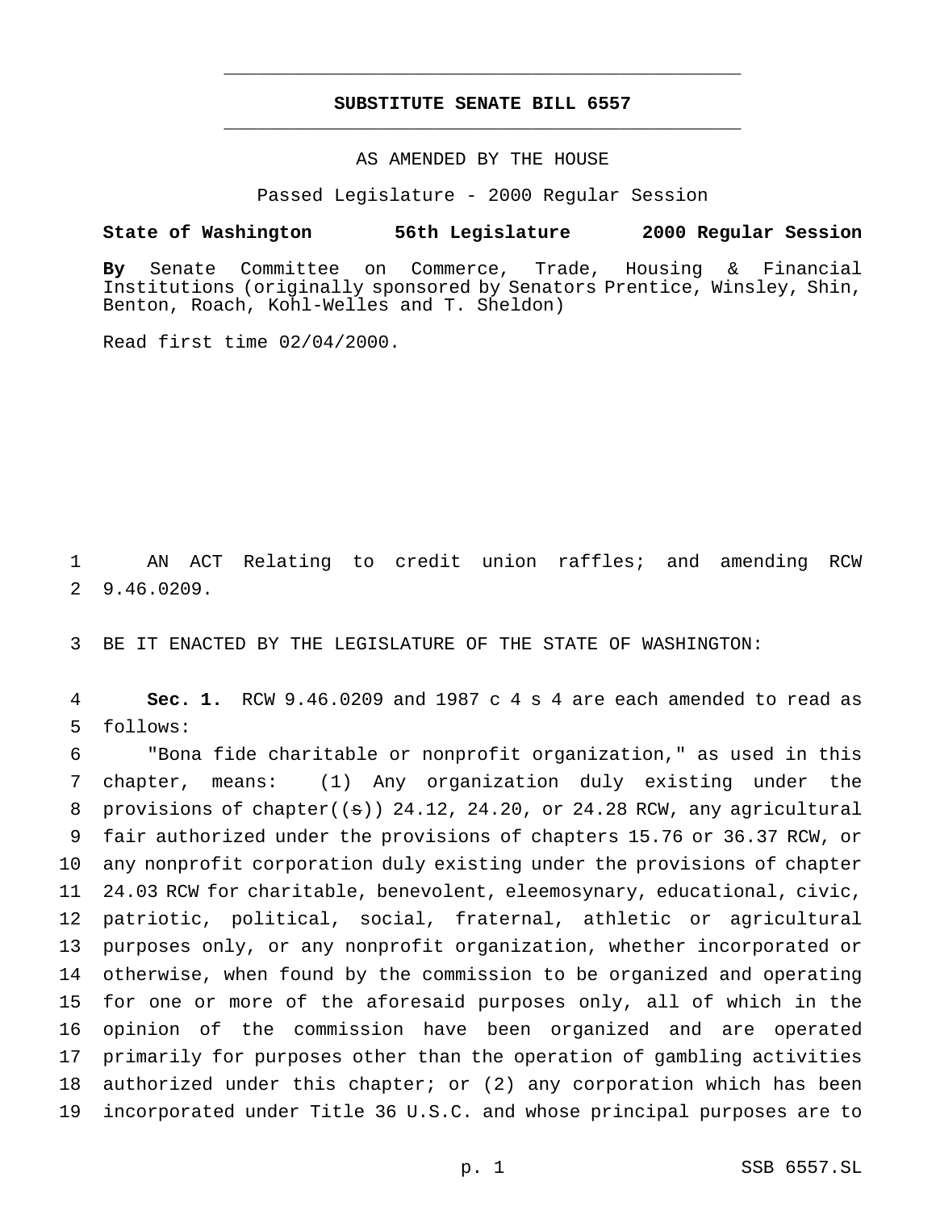# SUBSTITUTE SENATE BILL 6557

AS AMENDED BY THE HOUSE

Passed Legislature - 2000 Regular Session

**State of Washington 56th Legislature 2000 Regular Session**

**By** Senate Committee on Commerce, Trade, Housing & Financial Institutions (originally sponsored by Senators Prentice, Winsley, Shin, Benton, Roach, Kohl-Welles and T. Sheldon)

Read first time 02/04/2000.

AN ACT Relating to credit union raffles; and amending RCW 9.46.0209.

BE IT ENACTED BY THE LEGISLATURE OF THE STATE OF WASHINGTON:

**Sec. 1.** RCW 9.46.0209 and 1987 c 4 s 4 are each amended to read as follows:

"Bona fide charitable or nonprofit organization," as used in this chapter, means: (1) Any organization duly existing under the provisions of chapter((~~s~~)) 24.12, 24.20, or 24.28 RCW, any agricultural fair authorized under the provisions of chapters 15.76 or 36.37 RCW, or any nonprofit corporation duly existing under the provisions of chapter 24.03 RCW for charitable, benevolent, eleemosynary, educational, civic, patriotic, political, social, fraternal, athletic or agricultural purposes only, or any nonprofit organization, whether incorporated or otherwise, when found by the commission to be organized and operating for one or more of the aforesaid purposes only, all of which in the opinion of the commission have been organized and are operated primarily for purposes other than the operation of gambling activities authorized under this chapter; or (2) any corporation which has been incorporated under Title 36 U.S.C. and whose principal purposes are to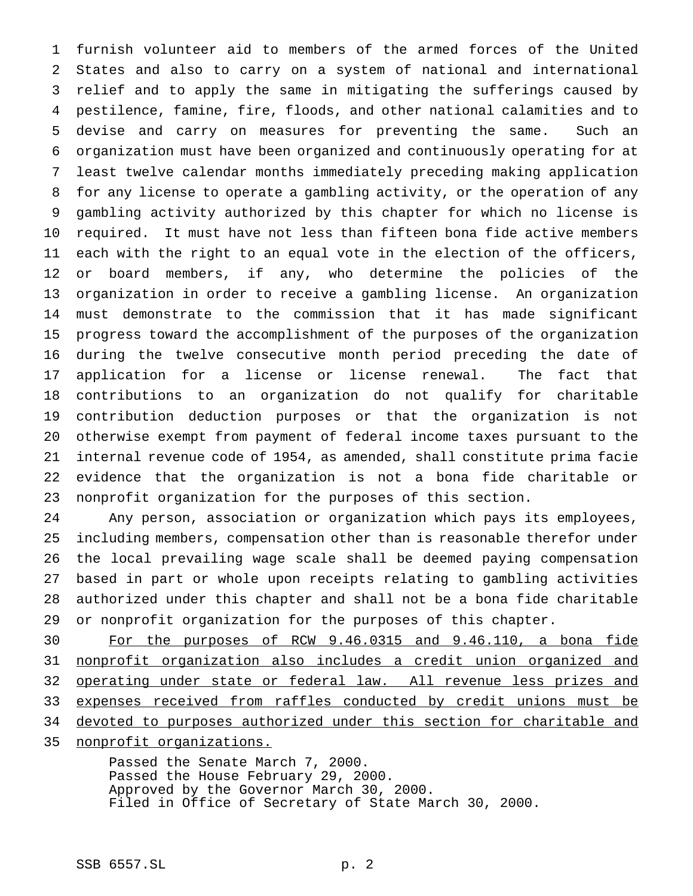furnish volunteer aid to members of the armed forces of the United States and also to carry on a system of national and international relief and to apply the same in mitigating the sufferings caused by pestilence, famine, fire, floods, and other national calamities and to devise and carry on measures for preventing the same. Such an organization must have been organized and continuously operating for at least twelve calendar months immediately preceding making application for any license to operate a gambling activity, or the operation of any gambling activity authorized by this chapter for which no license is required. It must have not less than fifteen bona fide active members each with the right to an equal vote in the election of the officers, or board members, if any, who determine the policies of the organization in order to receive a gambling license. An organization must demonstrate to the commission that it has made significant progress toward the accomplishment of the purposes of the organization during the twelve consecutive month period preceding the date of application for a license or license renewal. The fact that contributions to an organization do not qualify for charitable contribution deduction purposes or that the organization is not otherwise exempt from payment of federal income taxes pursuant to the internal revenue code of 1954, as amended, shall constitute prima facie evidence that the organization is not a bona fide charitable or nonprofit organization for the purposes of this section.

Any person, association or organization which pays its employees, including members, compensation other than is reasonable therefor under the local prevailing wage scale shall be deemed paying compensation based in part or whole upon receipts relating to gambling activities authorized under this chapter and shall not be a bona fide charitable or nonprofit organization for the purposes of this chapter.

<u>For the purposes of RCW 9.46.0315 and 9.46.110, a bona fide nonprofit organization also includes a credit union organized and operating under state or federal law. All revenue less prizes and expenses received from raffles conducted by credit unions must be devoted to purposes authorized under this section for charitable and nonprofit organizations.</u>

Passed the Senate March 7, 2000.
Passed the House February 29, 2000.
Approved by the Governor March 30, 2000.
Filed in Office of Secretary of State March 30, 2000.